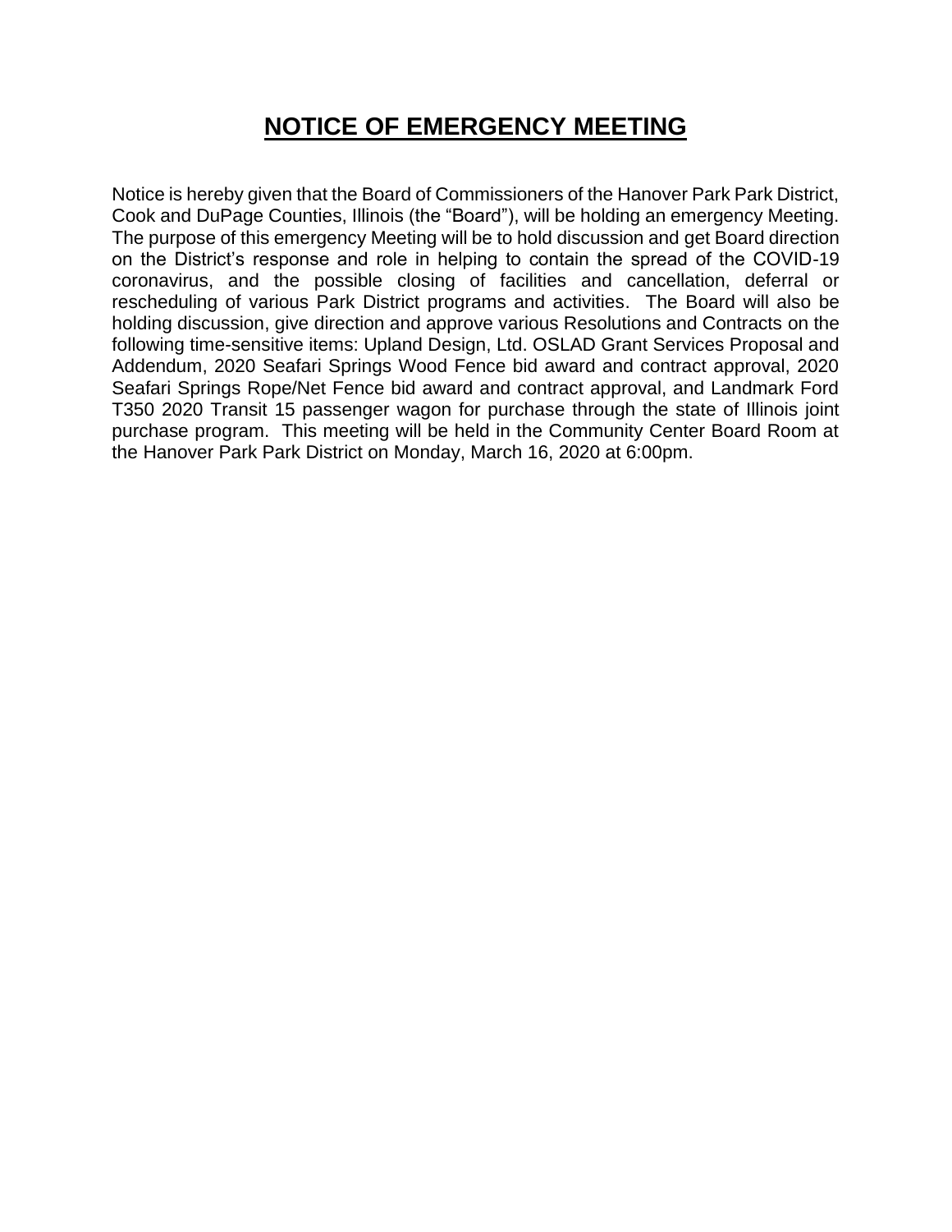# NOTICE OF EMERGENCY MEETING

Notice is hereby given that the Board of Commissioners of the Hanover Park Park District, Cook and DuPage Counties, Illinois (the "Board"), will be holding an emergency Meeting. The purpose of this emergency Meeting will be to hold discussion and get Board direction on the District's response and role in helping to contain the spread of the COVID-19 coronavirus, and the possible closing of facilities and cancellation, deferral or rescheduling of various Park District programs and activities. The Board will also be holding discussion, give direction and approve various Resolutions and Contracts on the following time-sensitive items: Upland Design, Ltd. OSLAD Grant Services Proposal and Addendum, 2020 Seafari Springs Wood Fence bid award and contract approval, 2020 Seafari Springs Rope/Net Fence bid award and contract approval, and Landmark Ford T350 2020 Transit 15 passenger wagon for purchase through the state of Illinois joint purchase program. This meeting will be held in the Community Center Board Room at the Hanover Park Park District on Monday, March 16, 2020 at 6:00pm.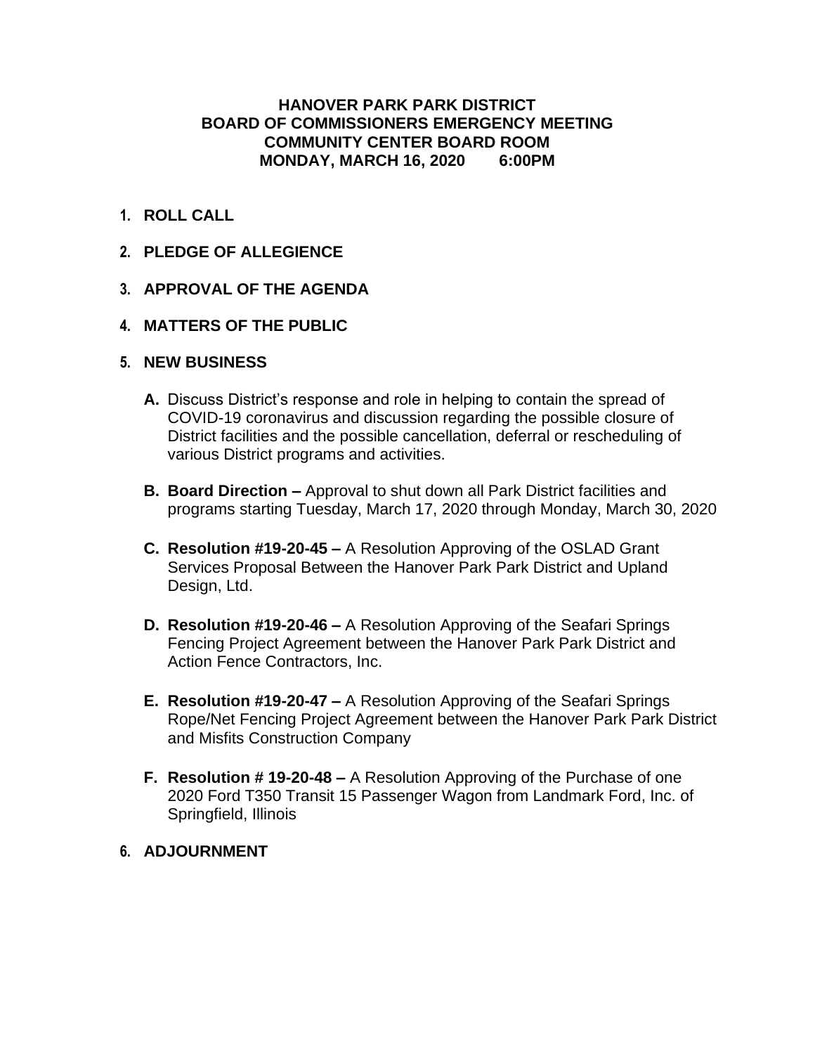# HANOVER PARK PARK DISTRICT
## BOARD OF COMMISSIONERS EMERGENCY MEETING
## COMMUNITY CENTER BOARD ROOM
## MONDAY, MARCH 16, 2020 6:00PM

1. **ROLL CALL**
2. **PLEDGE OF ALLEGIENCE**
3. **APPROVAL OF THE AGENDA**
4. **MATTERS OF THE PUBLIC**
5. **NEW BUSINESS**

   **A.** Discuss District's response and role in helping to contain the spread of COVID-19 coronavirus and discussion regarding the possible closure of District facilities and the possible cancellation, deferral or rescheduling of various District programs and activities.

   **B. Board Direction –** Approval to shut down all Park District facilities and programs starting Tuesday, March 17, 2020 through Monday, March 30, 2020

   **C. Resolution #19-20-45 –** A Resolution Approving of the OSLAD Grant Services Proposal Between the Hanover Park Park District and Upland Design, Ltd.

   **D. Resolution #19-20-46 –** A Resolution Approving of the Seafari Springs Fencing Project Agreement between the Hanover Park Park District and Action Fence Contractors, Inc.

   **E. Resolution #19-20-47 –** A Resolution Approving of the Seafari Springs Rope/Net Fencing Project Agreement between the Hanover Park Park District and Misfits Construction Company

   **F. Resolution # 19-20-48 –** A Resolution Approving of the Purchase of one 2020 Ford T350 Transit 15 Passenger Wagon from Landmark Ford, Inc. of Springfield, Illinois

6. **ADJOURNMENT**